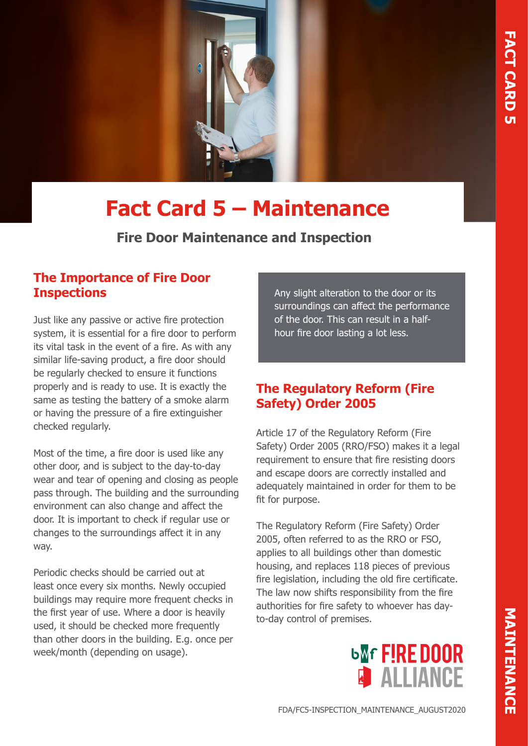# Fact Card 5 – Maintenance

## Fire Door Maintenance and Inspection

### The Importance of Fire Door Inspections

Just like any passive or active fire protection system, it is essential for a fire door to perform its vital task in the event of a fire. As with any similar life-saving product, a fire door should be regularly checked to ensure it functions properly and is ready to use. It is exactly the same as testing the battery of a smoke alarm or having the pressure of a fire extinguisher checked regularly.

Most of the time, a fire door is used like any other door, and is subject to the day-to-day wear and tear of opening and closing as people pass through. The building and the surrounding environment can also change and affect the door. It is important to check if regular use or changes to the surroundings affect it in any way.

Periodic checks should be carried out at least once every six months. Newly occupied buildings may require more frequent checks in the first year of use. Where a door is heavily used, it should be checked more frequently than other doors in the building. E.g. once per week/month (depending on usage).

> Any slight alteration to the door or its surroundings can affect the performance of the door. This can result in a half-hour fire door lasting a lot less.

### The Regulatory Reform (Fire Safety) Order 2005

Article 17 of the Regulatory Reform (Fire Safety) Order 2005 (RRO/FSO) makes it a legal requirement to ensure that fire resisting doors and escape doors are correctly installed and adequately maintained in order for them to be fit for purpose.

The Regulatory Reform (Fire Safety) Order 2005, often referred to as the RRO or FSO, applies to all buildings other than domestic housing, and replaces 118 pieces of previous fire legislation, including the old fire certificate. The law now shifts responsibility from the fire authorities for fire safety to whoever has day-to-day control of premises.

FDA/FC5-INSPECTION_MAINTENANCE_AUGUST2020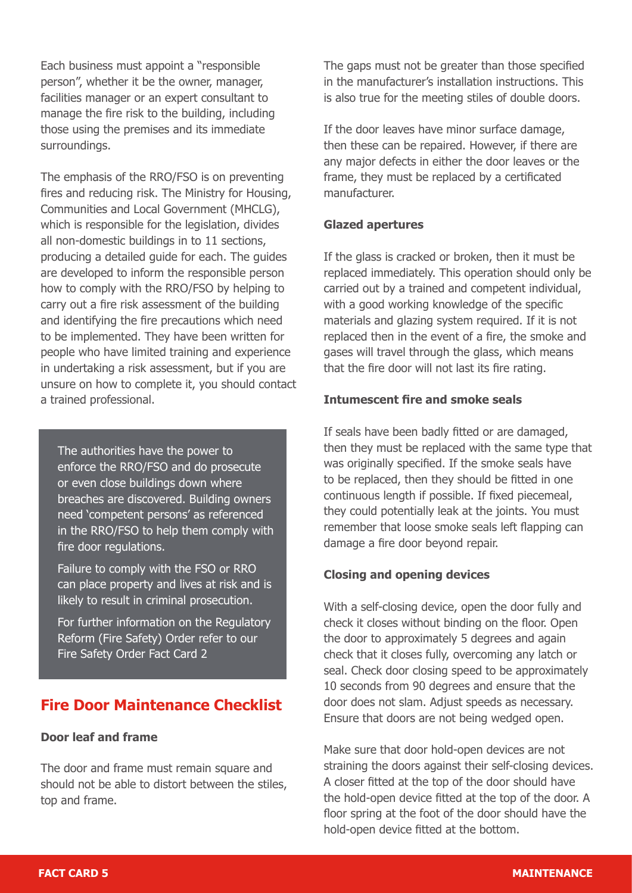Each business must appoint a "responsible person", whether it be the owner, manager, facilities manager or an expert consultant to manage the fire risk to the building, including those using the premises and its immediate surroundings.

The emphasis of the RRO/FSO is on preventing fires and reducing risk. The Ministry for Housing, Communities and Local Government (MHCLG), which is responsible for the legislation, divides all non-domestic buildings in to 11 sections, producing a detailed guide for each. The guides are developed to inform the responsible person how to comply with the RRO/FSO by helping to carry out a fire risk assessment of the building and identifying the fire precautions which need to be implemented. They have been written for people who have limited training and experience in undertaking a risk assessment, but if you are unsure on how to complete it, you should contact a trained professional.

> The authorities have the power to enforce the RRO/FSO and do prosecute or even close buildings down where breaches are discovered. Building owners need 'competent persons' as referenced in the RRO/FSO to help them comply with fire door regulations.
>
> Failure to comply with the FSO or RRO can place property and lives at risk and is likely to result in criminal prosecution.
>
> For further information on the Regulatory Reform (Fire Safety) Order refer to our Fire Safety Order Fact Card 2

## Fire Door Maintenance Checklist

**Door leaf and frame**

The door and frame must remain square and should not be able to distort between the stiles, top and frame.

The gaps must not be greater than those specified in the manufacturer's installation instructions. This is also true for the meeting stiles of double doors.

If the door leaves have minor surface damage, then these can be repaired. However, if there are any major defects in either the door leaves or the frame, they must be replaced by a certificated manufacturer.

**Glazed apertures**

If the glass is cracked or broken, then it must be replaced immediately. This operation should only be carried out by a trained and competent individual, with a good working knowledge of the specific materials and glazing system required. If it is not replaced then in the event of a fire, the smoke and gases will travel through the glass, which means that the fire door will not last its fire rating.

**Intumescent fire and smoke seals**

If seals have been badly fitted or are damaged, then they must be replaced with the same type that was originally specified. If the smoke seals have to be replaced, then they should be fitted in one continuous length if possible. If fixed piecemeal, they could potentially leak at the joints. You must remember that loose smoke seals left flapping can damage a fire door beyond repair.

**Closing and opening devices**

With a self-closing device, open the door fully and check it closes without binding on the floor. Open the door to approximately 5 degrees and again check that it closes fully, overcoming any latch or seal. Check door closing speed to be approximately 10 seconds from 90 degrees and ensure that the door does not slam. Adjust speeds as necessary. Ensure that doors are not being wedged open.

Make sure that door hold-open devices are not straining the doors against their self-closing devices. A closer fitted at the top of the door should have the hold-open device fitted at the top of the door. A floor spring at the foot of the door should have the hold-open device fitted at the bottom.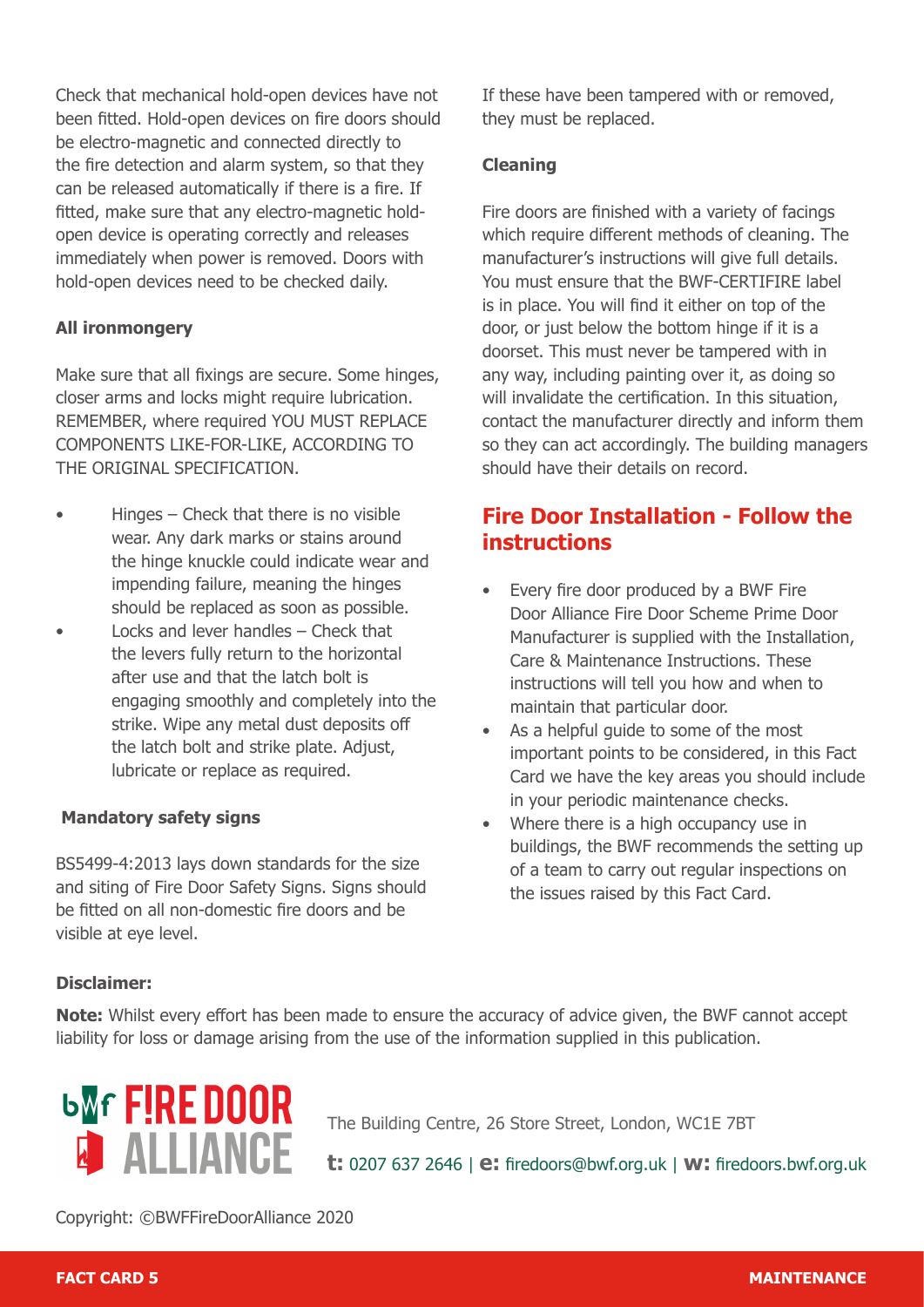Check that mechanical hold-open devices have not been fitted. Hold-open devices on fire doors should be electro-magnetic and connected directly to the fire detection and alarm system, so that they can be released automatically if there is a fire. If fitted, make sure that any electro-magnetic hold-open device is operating correctly and releases immediately when power is removed. Doors with hold-open devices need to be checked daily.

**All ironmongery**

Make sure that all fixings are secure. Some hinges, closer arms and locks might require lubrication. REMEMBER, where required YOU MUST REPLACE COMPONENTS LIKE-FOR-LIKE, ACCORDING TO THE ORIGINAL SPECIFICATION.

- Hinges – Check that there is no visible wear. Any dark marks or stains around the hinge knuckle could indicate wear and impending failure, meaning the hinges should be replaced as soon as possible.
- Locks and lever handles – Check that the levers fully return to the horizontal after use and that the latch bolt is engaging smoothly and completely into the strike. Wipe any metal dust deposits off the latch bolt and strike plate. Adjust, lubricate or replace as required.

**Mandatory safety signs**

BS5499-4:2013 lays down standards for the size and siting of Fire Door Safety Signs. Signs should be fitted on all non-domestic fire doors and be visible at eye level.

If these have been tampered with or removed, they must be replaced.

**Cleaning**

Fire doors are finished with a variety of facings which require different methods of cleaning. The manufacturer's instructions will give full details. You must ensure that the BWF-CERTIFIRE label is in place. You will find it either on top of the door, or just below the bottom hinge if it is a doorset. This must never be tampered with in any way, including painting over it, as doing so will invalidate the certification. In this situation, contact the manufacturer directly and inform them so they can act accordingly. The building managers should have their details on record.

## Fire Door Installation - Follow the instructions

- Every fire door produced by a BWF Fire Door Alliance Fire Door Scheme Prime Door Manufacturer is supplied with the Installation, Care & Maintenance Instructions. These instructions will tell you how and when to maintain that particular door.
- As a helpful guide to some of the most important points to be considered, in this Fact Card we have the key areas you should include in your periodic maintenance checks.
- Where there is a high occupancy use in buildings, the BWF recommends the setting up of a team to carry out regular inspections on the issues raised by this Fact Card.

**Disclaimer:**

**Note:** Whilst every effort has been made to ensure the accuracy of advice given, the BWF cannot accept liability for loss or damage arising from the use of the information supplied in this publication.

BWF FIRE DOOR ALLIANCE

The Building Centre, 26 Store Street, London, WC1E 7BT

**t:** 0207 637 2646 | **e:** firedoors@bwf.org.uk | **w:** firedoors.bwf.org.uk

Copyright: ©BWFFireDoorAlliance 2020

**FACT CARD 5** **MAINTENANCE**